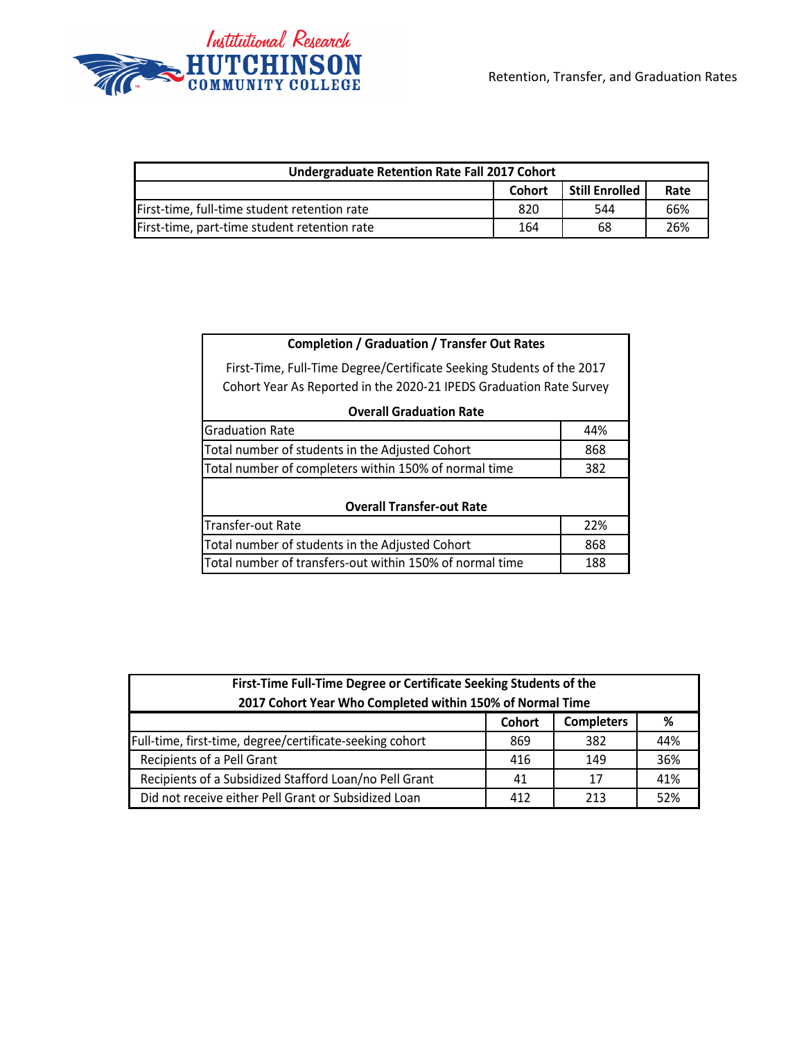Institutional Research
HUTCHINSON COMMUNITY COLLEGE

Retention, Transfer, and Graduation Rates

| Undergraduate Retention Rate Fall 2017 Cohort | | | |
|---|---|---|---|
| | **Cohort** | **Still Enrolled** | **Rate** |
| First-time, full-time student retention rate | 820 | 544 | 66% |
| First-time, part-time student retention rate | 164 | 68 | 26% |

**Completion / Graduation / Transfer Out Rates**

First-Time, Full-Time Degree/Certificate Seeking Students of the 2017 Cohort Year As Reported in the 2020-21 IPEDS Graduation Rate Survey

| Overall Graduation Rate | |
|---|---|
| Graduation Rate | 44% |
| Total number of students in the Adjusted Cohort | 868 |
| Total number of completers within 150% of normal time | 382 |

| Overall Transfer-out Rate | |
|---|---|
| Transfer-out Rate | 22% |
| Total number of students in the Adjusted Cohort | 868 |
| Total number of transfers-out within 150% of normal time | 188 |

| First-Time Full-Time Degree or Certificate Seeking Students of the 2017 Cohort Year Who Completed within 150% of Normal Time | | | |
|---|---|---|---|
| | **Cohort** | **Completers** | **%** |
| Full-time, first-time, degree/certificate-seeking cohort | 869 | 382 | 44% |
| Recipients of a Pell Grant | 416 | 149 | 36% |
| Recipients of a Subsidized Stafford Loan/no Pell Grant | 41 | 17 | 41% |
| Did not receive either Pell Grant or Subsidized Loan | 412 | 213 | 52% |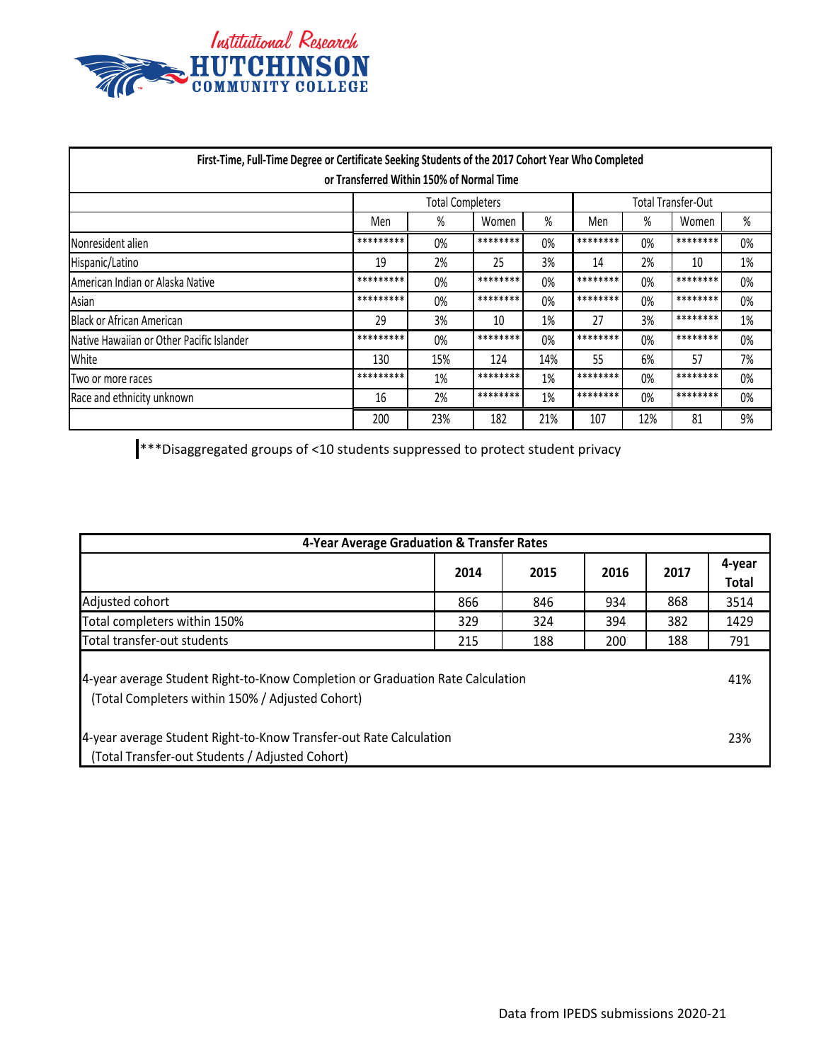Institutional Research
HUTCHINSON COMMUNITY COLLEGE

| First-Time, Full-Time Degree or Certificate Seeking Students of the 2017 Cohort Year Who Completed or Transferred Within 150% of Normal Time | | | | | | | | |
|---|---|---|---|---|---|---|---|---|
| | Total Completers | | | | Total Transfer-Out | | | |
| | Men | % | Women | % | Men | % | Women | % |
| Nonresident alien | ********* | 0% | ******** | 0% | ******** | 0% | ******** | 0% |
| Hispanic/Latino | 19 | 2% | 25 | 3% | 14 | 2% | 10 | 1% |
| American Indian or Alaska Native | ********* | 0% | ******** | 0% | ******** | 0% | ******** | 0% |
| Asian | ********* | 0% | ******** | 0% | ******** | 0% | ******** | 0% |
| Black or African American | 29 | 3% | 10 | 1% | 27 | 3% | ******** | 1% |
| Native Hawaiian or Other Pacific Islander | ********* | 0% | ******** | 0% | ******** | 0% | ******** | 0% |
| White | 130 | 15% | 124 | 14% | 55 | 6% | 57 | 7% |
| Two or more races | ********* | 1% | ******** | 1% | ******** | 0% | ******** | 0% |
| Race and ethnicity unknown | 16 | 2% | ******** | 1% | ******** | 0% | ******** | 0% |
| | 200 | 23% | 182 | 21% | 107 | 12% | 81 | 9% |

***Disaggregated groups of <10 students suppressed to protect student privacy

| 4-Year Average Graduation & Transfer Rates | | | | | |
|---|---|---|---|---|---|
| | **2014** | **2015** | **2016** | **2017** | **4-year Total** |
| Adjusted cohort | 866 | 846 | 934 | 868 | 3514 |
| Total completers within 150% | 329 | 324 | 394 | 382 | 1429 |
| Total transfer-out students | 215 | 188 | 200 | 188 | 791 |
| 4-year average Student Right-to-Know Completion or Graduation Rate Calculation (Total Completers within 150% / Adjusted Cohort) | | | | | 41% |
| 4-year average Student Right-to-Know Transfer-out Rate Calculation (Total Transfer-out Students / Adjusted Cohort) | | | | | 23% |

Data from IPEDS submissions 2020-21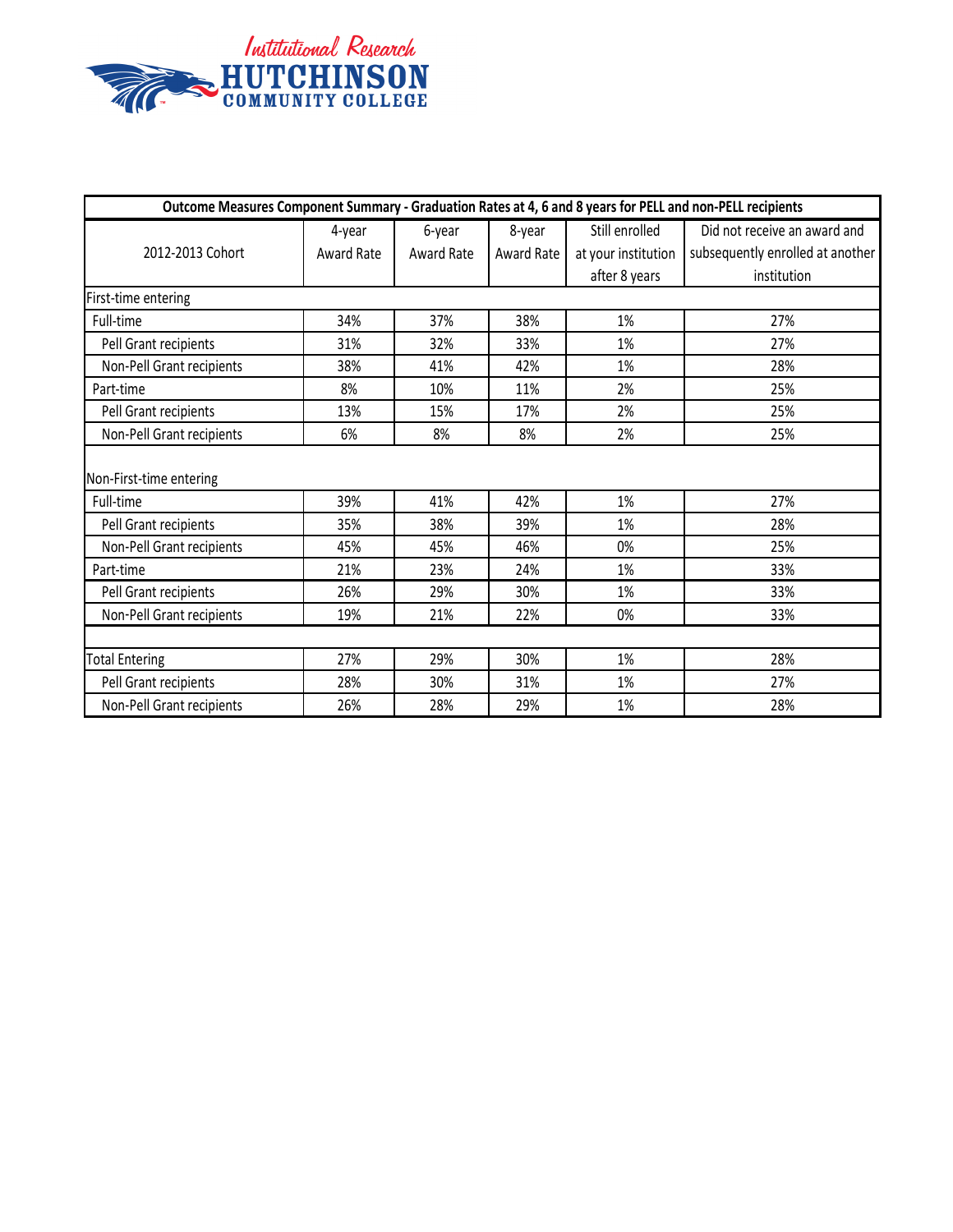Institutional Research
HUTCHINSON
COMMUNITY COLLEGE

| Outcome Measures Component Summary - Graduation Rates at 4, 6 and 8 years for PELL and non-PELL recipients | | | | | |
|---|---|---|---|---|---|
| 2012-2013 Cohort | 4-year Award Rate | 6-year Award Rate | 8-year Award Rate | Still enrolled at your institution after 8 years | Did not receive an award and subsequently enrolled at another institution |
| First-time entering | | | | | |
| Full-time | 34% | 37% | 38% | 1% | 27% |
| Pell Grant recipients | 31% | 32% | 33% | 1% | 27% |
| Non-Pell Grant recipients | 38% | 41% | 42% | 1% | 28% |
| Part-time | 8% | 10% | 11% | 2% | 25% |
| Pell Grant recipients | 13% | 15% | 17% | 2% | 25% |
| Non-Pell Grant recipients | 6% | 8% | 8% | 2% | 25% |
| Non-First-time entering | | | | | |
| Full-time | 39% | 41% | 42% | 1% | 27% |
| Pell Grant recipients | 35% | 38% | 39% | 1% | 28% |
| Non-Pell Grant recipients | 45% | 45% | 46% | 0% | 25% |
| Part-time | 21% | 23% | 24% | 1% | 33% |
| Pell Grant recipients | 26% | 29% | 30% | 1% | 33% |
| Non-Pell Grant recipients | 19% | 21% | 22% | 0% | 33% |
| Total Entering | 27% | 29% | 30% | 1% | 28% |
| Pell Grant recipients | 28% | 30% | 31% | 1% | 27% |
| Non-Pell Grant recipients | 26% | 28% | 29% | 1% | 28% |